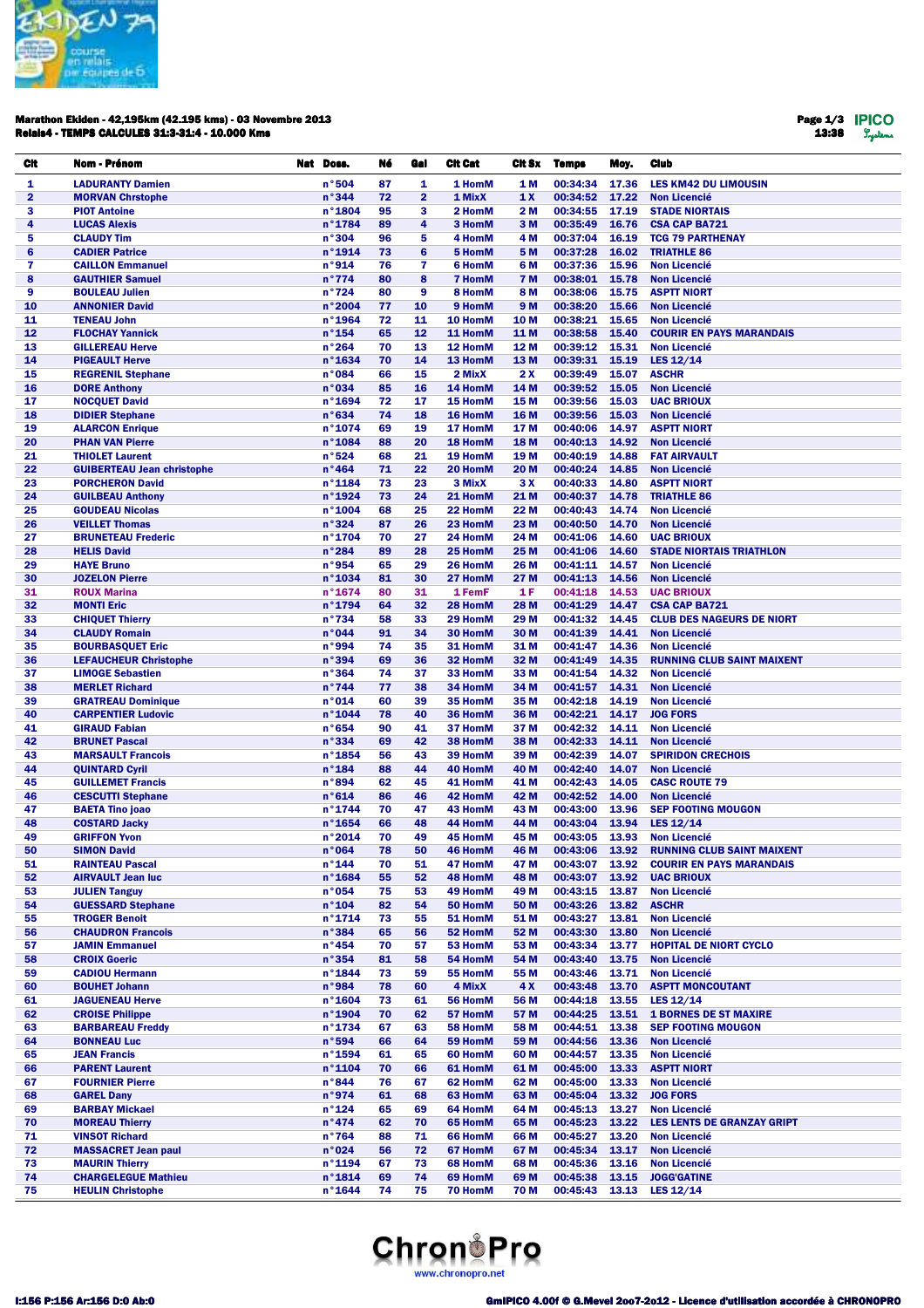**Marathon Ekiden - 42,195km (42.195 kms) - 03 Novembre 2013**
**Relais4 - TEMPS CALCULES 31:3-31:4 - 10.000 Kms**

13:38

| Clt | Nom - Prénom | Nat | Doss. | Né | Gal | Clt Cat | Clt Sx | Temps | Moy. | Club |
|---|---|---|---|---|---|---|---|---|---|---|
| 1 | LADURANTY Damien | | n°504 | 87 | 1 | 1 HomM | 1 M | 00:34:34 | 17.36 | LES KM42 DU LIMOUSIN |
| 2 | MORVAN Chrstophe | | n°344 | 72 | 2 | 1 MixX | 1 X | 00:34:52 | 17.22 | Non Licencié |
| 3 | PIOT Antoine | | n°1804 | 95 | 3 | 2 HomM | 2 M | 00:34:55 | 17.19 | STADE NIORTAIS |
| 4 | LUCAS Alexis | | n°1784 | 89 | 4 | 3 HomM | 3 M | 00:35:49 | 16.76 | CSA CAP BA721 |
| 5 | CLAUDY Tim | | n°304 | 96 | 5 | 4 HomM | 4 M | 00:37:04 | 16.19 | TCG 79 PARTHENAY |
| 6 | CADIER Patrice | | n°1914 | 73 | 6 | 5 HomM | 5 M | 00:37:28 | 16.02 | TRIATHLE 86 |
| 7 | CAILLON Emmanuel | | n°914 | 76 | 7 | 6 HomM | 6 M | 00:37:36 | 15.96 | Non Licencié |
| 8 | GAUTHIER Samuel | | n°774 | 80 | 8 | 7 HomM | 7 M | 00:38:01 | 15.78 | Non Licencié |
| 9 | BOULEAU Julien | | n°724 | 80 | 9 | 8 HomM | 8 M | 00:38:06 | 15.75 | ASPTT NIORT |
| 10 | ANNONIER David | | n°2004 | 77 | 10 | 9 HomM | 9 M | 00:38:20 | 15.66 | Non Licencié |
| 11 | TENEAU John | | n°1964 | 72 | 11 | 10 HomM | 10 M | 00:38:21 | 15.65 | Non Licencié |
| 12 | FLOCHAY Yannick | | n°154 | 65 | 12 | 11 HomM | 11 M | 00:38:58 | 15.40 | COURIR EN PAYS MARANDAIS |
| 13 | GILLEREAU Herve | | n°264 | 70 | 13 | 12 HomM | 12 M | 00:39:12 | 15.31 | Non Licencié |
| 14 | PIGEAULT Herve | | n°1634 | 70 | 14 | 13 HomM | 13 M | 00:39:31 | 15.19 | LES 12/14 |
| 15 | REGRENIL Stephane | | n°084 | 66 | 15 | 2 MixX | 2 X | 00:39:49 | 15.07 | ASCHR |
| 16 | DORE Anthony | | n°034 | 85 | 16 | 14 HomM | 14 M | 00:39:52 | 15.05 | Non Licencié |
| 17 | NOCQUET David | | n°1694 | 72 | 17 | 15 HomM | 15 M | 00:39:56 | 15.03 | UAC BRIOUX |
| 18 | DIDIER Stephane | | n°634 | 74 | 18 | 16 HomM | 16 M | 00:39:56 | 15.03 | Non Licencié |
| 19 | ALARCON Enrique | | n°1074 | 69 | 19 | 17 HomM | 17 M | 00:40:06 | 14.97 | ASPTT NIORT |
| 20 | PHAN VAN Pierre | | n°1084 | 88 | 20 | 18 HomM | 18 M | 00:40:13 | 14.92 | Non Licencié |
| 21 | THIOLET Laurent | | n°524 | 68 | 21 | 19 HomM | 19 M | 00:40:19 | 14.88 | FAT AIRVAULT |
| 22 | GUIBERTEAU Jean christophe | | n°464 | 71 | 22 | 20 HomM | 20 M | 00:40:24 | 14.85 | Non Licencié |
| 23 | PORCHERON David | | n°1184 | 73 | 23 | 3 MixX | 3 X | 00:40:33 | 14.80 | ASPTT NIORT |
| 24 | GUILBAU Anthony | | n°1924 | 73 | 24 | 21 HomM | 21 M | 00:40:37 | 14.78 | TRIATHLE 86 |
| 25 | GOUDEAU Nicolas | | n°1004 | 68 | 25 | 22 HomM | 22 M | 00:40:43 | 14.74 | Non Licencié |
| 26 | VEILLET Thomas | | n°324 | 87 | 26 | 23 HomM | 23 M | 00:40:50 | 14.70 | Non Licencié |
| 27 | BRUNETEAU Frederic | | n°1704 | 70 | 27 | 24 HomM | 24 M | 00:41:06 | 14.60 | UAC BRIOUX |
| 28 | HELIS David | | n°284 | 89 | 28 | 25 HomM | 25 M | 00:41:06 | 14.60 | STADE NIORTAIS TRIATHLON |
| 29 | HAYE Bruno | | n°954 | 65 | 29 | 26 HomM | 26 M | 00:41:11 | 14.57 | Non Licencié |
| 30 | JOZELON Pierre | | n°1034 | 81 | 30 | 27 HomM | 27 M | 00:41:13 | 14.56 | Non Licencié |
| 31 | ROUX Marina | | n°1674 | 80 | 31 | 1 FemF | 1 F | 00:41:18 | 14.53 | UAC BRIOUX |
| 32 | MONTI Eric | | n°1794 | 64 | 32 | 28 HomM | 28 M | 00:41:29 | 14.47 | CSA CAP BA721 |
| 33 | CHIQUET Thierry | | n°734 | 58 | 33 | 29 HomM | 29 M | 00:41:32 | 14.45 | CLUB DES NAGEURS DE NIORT |
| 34 | CLAUDY Romain | | n°044 | 91 | 34 | 30 HomM | 30 M | 00:41:39 | 14.41 | Non Licencié |
| 35 | BOURBASQUET Eric | | n°994 | 74 | 35 | 31 HomM | 31 M | 00:41:47 | 14.36 | Non Licencié |
| 36 | LEFAUCHEUR Christophe | | n°394 | 69 | 36 | 32 HomM | 32 M | 00:41:49 | 14.35 | RUNNING CLUB SAINT MAIXENT |
| 37 | LIMOGE Sebastien | | n°364 | 74 | 37 | 33 HomM | 33 M | 00:41:54 | 14.32 | Non Licencié |
| 38 | MERLET Richard | | n°744 | 77 | 38 | 34 HomM | 34 M | 00:41:57 | 14.31 | Non Licencié |
| 39 | GRATREAU Dominique | | n°014 | 60 | 39 | 35 HomM | 35 M | 00:42:18 | 14.19 | Non Licencié |
| 40 | CARPENTIER Ludovic | | n°1044 | 78 | 40 | 36 HomM | 36 M | 00:42:21 | 14.17 | JOG FORS |
| 41 | GIRAUD Fabian | | n°654 | 90 | 41 | 37 HomM | 37 M | 00:42:32 | 14.11 | Non Licencié |
| 42 | BRUNET Pascal | | n°334 | 69 | 42 | 38 HomM | 38 M | 00:42:33 | 14.11 | Non Licencié |
| 43 | MARSAULT Francois | | n°1854 | 56 | 43 | 39 HomM | 39 M | 00:42:39 | 14.07 | SPIRIDON CRECHOIS |
| 44 | QUINTARD Cyril | | n°184 | 88 | 44 | 40 HomM | 40 M | 00:42:40 | 14.07 | Non Licencié |
| 45 | GUILLEMET Francis | | n°894 | 62 | 45 | 41 HomM | 41 M | 00:42:43 | 14.05 | CASC ROUTE 79 |
| 46 | CESCUTTI Stephane | | n°614 | 86 | 46 | 42 HomM | 42 M | 00:42:52 | 14.00 | Non Licencié |
| 47 | BAETA Tino joao | | n°1744 | 70 | 47 | 43 HomM | 43 M | 00:43:00 | 13.96 | SEP FOOTING MOUGON |
| 48 | COSTARD Jacky | | n°1654 | 66 | 48 | 44 HomM | 44 M | 00:43:04 | 13.94 | LES 12/14 |
| 49 | GRIFFON Yvon | | n°2014 | 70 | 49 | 45 HomM | 45 M | 00:43:05 | 13.93 | Non Licencié |
| 50 | SIMON David | | n°064 | 78 | 50 | 46 HomM | 46 M | 00:43:06 | 13.92 | RUNNING CLUB SAINT MAIXENT |
| 51 | RAINTEAU Pascal | | n°144 | 70 | 51 | 47 HomM | 47 M | 00:43:07 | 13.92 | COURIR EN PAYS MARANDAIS |
| 52 | AIRVAULT Jean luc | | n°1684 | 55 | 52 | 48 HomM | 48 M | 00:43:07 | 13.92 | UAC BRIOUX |
| 53 | JULIEN Tanguy | | n°054 | 75 | 53 | 49 HomM | 49 M | 00:43:15 | 13.87 | Non Licencié |
| 54 | GUESSARD Stephane | | n°104 | 82 | 54 | 50 HomM | 50 M | 00:43:26 | 13.82 | ASCHR |
| 55 | TROGER Benoit | | n°1714 | 73 | 55 | 51 HomM | 51 M | 00:43:27 | 13.81 | Non Licencié |
| 56 | CHAUDRON Francois | | n°384 | 65 | 56 | 52 HomM | 52 M | 00:43:30 | 13.80 | Non Licencié |
| 57 | JAMIN Emmanuel | | n°454 | 70 | 57 | 53 HomM | 53 M | 00:43:34 | 13.77 | HOPITAL DE NIORT CYCLO |
| 58 | CROIX Goeric | | n°354 | 81 | 58 | 54 HomM | 54 M | 00:43:40 | 13.75 | Non Licencié |
| 59 | CADIOU Hermann | | n°1844 | 73 | 59 | 55 HomM | 55 M | 00:43:46 | 13.71 | Non Licencié |
| 60 | BOUHET Johann | | n°984 | 78 | 60 | 4 MixX | 4 X | 00:43:48 | 13.70 | ASPTT MONCOUTANT |
| 61 | JAGUENEAU Herve | | n°1604 | 73 | 61 | 56 HomM | 56 M | 00:44:18 | 13.55 | LES 12/14 |
| 62 | CROISE Philippe | | n°1904 | 70 | 62 | 57 HomM | 57 M | 00:44:25 | 13.51 | 1 BORNES DE ST MAXIRE |
| 63 | BARBAREAU Freddy | | n°1734 | 67 | 63 | 58 HomM | 58 M | 00:44:51 | 13.38 | SEP FOOTING MOUGON |
| 64 | BONNEAU Luc | | n°594 | 66 | 64 | 59 HomM | 59 M | 00:44:56 | 13.36 | Non Licencié |
| 65 | JEAN Francis | | n°1594 | 61 | 65 | 60 HomM | 60 M | 00:44:57 | 13.35 | Non Licencié |
| 66 | PARENT Laurent | | n°1104 | 70 | 66 | 61 HomM | 61 M | 00:45:00 | 13.33 | ASPTT NIORT |
| 67 | FOURNIER Pierre | | n°844 | 76 | 67 | 62 HomM | 62 M | 00:45:00 | 13.33 | Non Licencié |
| 68 | GAREL Dany | | n°974 | 61 | 68 | 63 HomM | 63 M | 00:45:04 | 13.32 | JOG FORS |
| 69 | BARBAY Mickael | | n°124 | 65 | 69 | 64 HomM | 64 M | 00:45:13 | 13.27 | Non Licencié |
| 70 | MOREAU Thierry | | n°474 | 62 | 70 | 65 HomM | 65 M | 00:45:23 | 13.22 | LES LENTS DE GRANZAY GRIPT |
| 71 | VINSOT Richard | | n°764 | 88 | 71 | 66 HomM | 66 M | 00:45:27 | 13.20 | Non Licencié |
| 72 | MASSACRET Jean paul | | n°024 | 56 | 72 | 67 HomM | 67 M | 00:45:34 | 13.17 | Non Licencié |
| 73 | MAURIN Thierry | | n°1194 | 67 | 73 | 68 HomM | 68 M | 00:45:36 | 13.16 | Non Licencié |
| 74 | CHARGELEGUE Mathieu | | n°1814 | 69 | 74 | 69 HomM | 69 M | 00:45:38 | 13.15 | JOGG'GATINE |
| 75 | HEULIN Christophe | | n°1644 | 74 | 75 | 70 HomM | 70 M | 00:45:43 | 13.13 | LES 12/14 |

I:156 P:156 Ar:156 D:0 Ab:0

GmIPICO 4.00f © G.Mevel 2007-2012 - Licence d'utilisation accordée à CHRONOPRO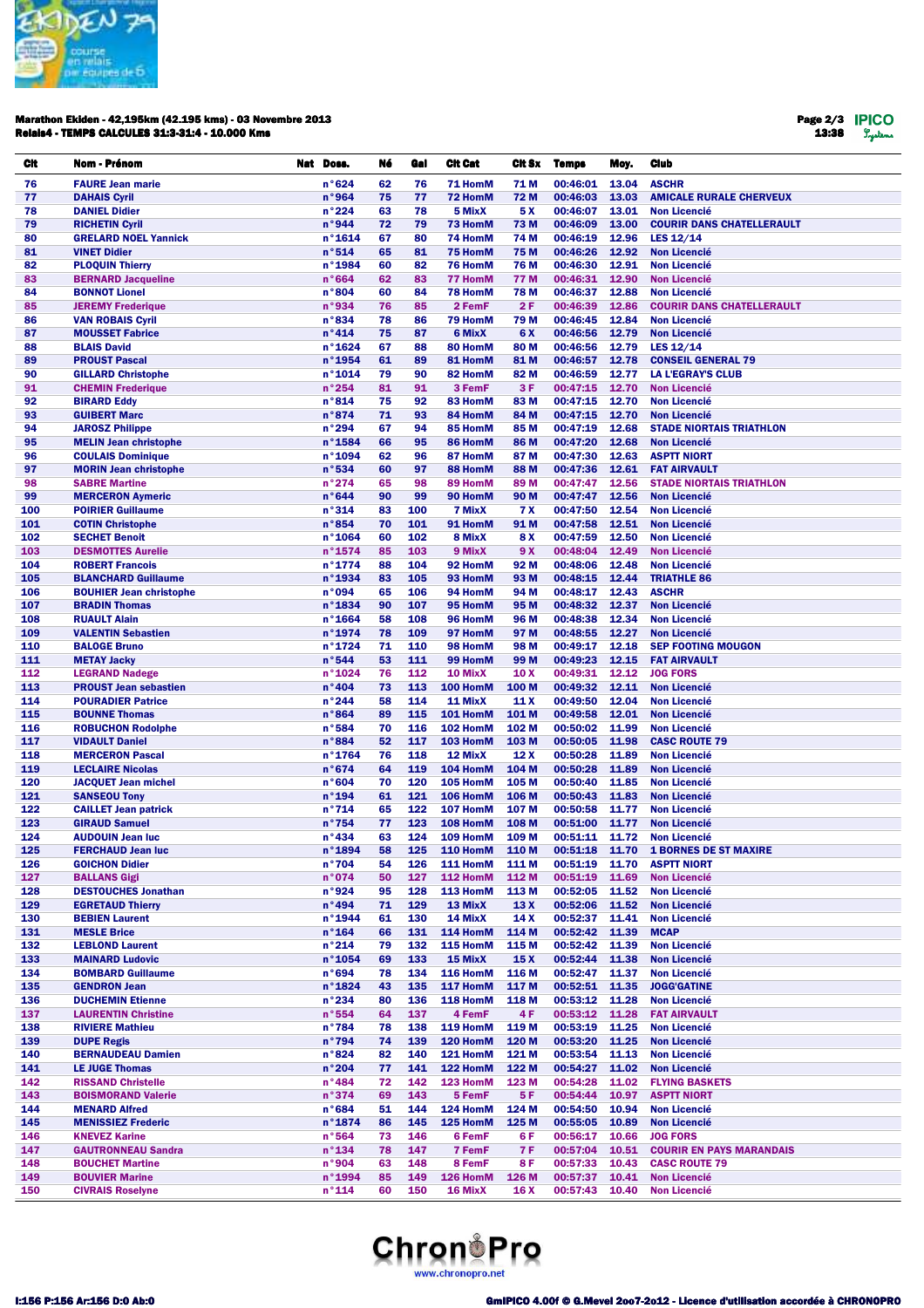**Marathon Ekiden - 42,195km (42.195 kms) - 03 Novembre 2013**
**Relais4 - TEMPS CALCULES 31:3-31:4 - 10.000 Kms**

13:38

| Clt | Nom - Prénom | Nat | Doss. | Né | Gal | Clt Cat | Clt Sx | Temps | Moy. | Club |
|---|---|---|---|---|---|---|---|---|---|---|
| 76 | FAURE Jean marie | | n°624 | 62 | 76 | 71 HomM | 71 M | 00:46:01 | 13.04 | ASCHR |
| 77 | DAHAIS Cyril | | n°964 | 75 | 77 | 72 HomM | 72 M | 00:46:03 | 13.03 | AMICALE RURALE CHERVEUX |
| 78 | DANIEL Didier | | n°224 | 63 | 78 | 5 MixX | 5 X | 00:46:07 | 13.01 | Non Licencié |
| 79 | RICHETIN Cyril | | n°944 | 72 | 79 | 73 HomM | 73 M | 00:46:09 | 13.00 | COURIR DANS CHATELLERAULT |
| 80 | GRELARD NOEL Yannick | | n°1614 | 67 | 80 | 74 HomM | 74 M | 00:46:19 | 12.96 | LES 12/14 |
| 81 | VINET Didier | | n°514 | 65 | 81 | 75 HomM | 75 M | 00:46:26 | 12.92 | Non Licencié |
| 82 | PLOQUIN Thierry | | n°1984 | 60 | 82 | 76 HomM | 76 M | 00:46:30 | 12.91 | Non Licencié |
| 83 | BERNARD Jacqueline | | n°664 | 62 | 83 | 77 HomM | 77 M | 00:46:31 | 12.90 | Non Licencié |
| 84 | BONNOT Lionel | | n°804 | 60 | 84 | 78 HomM | 78 M | 00:46:37 | 12.88 | Non Licencié |
| 85 | JEREMY Frederique | | n°934 | 76 | 85 | 2 FemF | 2 F | 00:46:39 | 12.86 | COURIR DANS CHATELLERAULT |
| 86 | VAN ROBAIS Cyril | | n°834 | 78 | 86 | 79 HomM | 79 M | 00:46:45 | 12.84 | Non Licencié |
| 87 | MOUSSET Fabrice | | n°414 | 75 | 87 | 6 MixX | 6 X | 00:46:56 | 12.79 | Non Licencié |
| 88 | BLAIS David | | n°1624 | 67 | 88 | 80 HomM | 80 M | 00:46:56 | 12.79 | LES 12/14 |
| 89 | PROUST Pascal | | n°1954 | 61 | 89 | 81 HomM | 81 M | 00:46:57 | 12.78 | CONSEIL GENERAL 79 |
| 90 | GILLARD Christophe | | n°1014 | 79 | 90 | 82 HomM | 82 M | 00:46:59 | 12.77 | LA L'EGRAY'S CLUB |
| 91 | CHEMIN Frederique | | n°254 | 81 | 91 | 3 FemF | 3 F | 00:47:15 | 12.70 | Non Licencié |
| 92 | BIRARD Eddy | | n°814 | 75 | 92 | 83 HomM | 83 M | 00:47:15 | 12.70 | Non Licencié |
| 93 | GUIBERT Marc | | n°874 | 71 | 93 | 84 HomM | 84 M | 00:47:15 | 12.70 | Non Licencié |
| 94 | JAROSZ Philippe | | n°294 | 67 | 94 | 85 HomM | 85 M | 00:47:19 | 12.68 | STADE NIORTAIS TRIATHLON |
| 95 | MELIN Jean christophe | | n°1584 | 66 | 95 | 86 HomM | 86 M | 00:47:20 | 12.68 | Non Licencié |
| 96 | COULAIS Dominique | | n°1094 | 62 | 96 | 87 HomM | 87 M | 00:47:30 | 12.63 | ASPTT NIORT |
| 97 | MORIN Jean christophe | | n°534 | 60 | 97 | 88 HomM | 88 M | 00:47:36 | 12.61 | FAT AIRVAULT |
| 98 | SABRE Martine | | n°274 | 65 | 98 | 89 HomM | 89 M | 00:47:47 | 12.56 | STADE NIORTAIS TRIATHLON |
| 99 | MERCERON Aymeric | | n°644 | 90 | 99 | 90 HomM | 90 M | 00:47:47 | 12.56 | Non Licencié |
| 100 | POIRIER Guillaume | | n°314 | 83 | 100 | 7 MixX | 7 X | 00:47:50 | 12.54 | Non Licencié |
| 101 | COTIN Christophe | | n°854 | 70 | 101 | 91 HomM | 91 M | 00:47:58 | 12.51 | Non Licencié |
| 102 | SECHET Benoit | | n°1064 | 60 | 102 | 8 MixX | 8 X | 00:47:59 | 12.50 | Non Licencié |
| 103 | DESMOTTES Aurelie | | n°1574 | 85 | 103 | 9 MixX | 9 X | 00:48:04 | 12.49 | Non Licencié |
| 104 | ROBERT Francois | | n°1774 | 88 | 104 | 92 HomM | 92 M | 00:48:06 | 12.48 | Non Licencié |
| 105 | BLANCHARD Guillaume | | n°1934 | 83 | 105 | 93 HomM | 93 M | 00:48:15 | 12.44 | TRIATHLE 86 |
| 106 | BOUHIER Jean christophe | | n°094 | 65 | 106 | 94 HomM | 94 M | 00:48:17 | 12.43 | ASCHR |
| 107 | BRADIN Thomas | | n°1834 | 90 | 107 | 95 HomM | 95 M | 00:48:32 | 12.37 | Non Licencié |
| 108 | RUAULT Alain | | n°1664 | 58 | 108 | 96 HomM | 96 M | 00:48:38 | 12.34 | Non Licencié |
| 109 | VALENTIN Sebastien | | n°1974 | 78 | 109 | 97 HomM | 97 M | 00:48:55 | 12.27 | Non Licencié |
| 110 | BALOGE Bruno | | n°1724 | 71 | 110 | 98 HomM | 98 M | 00:49:17 | 12.18 | SEP FOOTING MOUGON |
| 111 | METAY Jacky | | n°544 | 53 | 111 | 99 HomM | 99 M | 00:49:23 | 12.15 | FAT AIRVAULT |
| 112 | LEGRAND Nadege | | n°1024 | 76 | 112 | 10 MixX | 10 X | 00:49:31 | 12.12 | JOG FORS |
| 113 | PROUST Jean sebastien | | n°404 | 73 | 113 | 100 HomM | 100 M | 00:49:32 | 12.11 | Non Licencié |
| 114 | POURADIER Patrice | | n°244 | 58 | 114 | 11 MixX | 11 X | 00:49:50 | 12.04 | Non Licencié |
| 115 | BOUNNE Thomas | | n°864 | 89 | 115 | 101 HomM | 101 M | 00:49:58 | 12.01 | Non Licencié |
| 116 | ROBUCHON Rodolphe | | n°584 | 70 | 116 | 102 HomM | 102 M | 00:50:02 | 11.99 | Non Licencié |
| 117 | VIDAULT Daniel | | n°884 | 52 | 117 | 103 HomM | 103 M | 00:50:05 | 11.98 | CASC ROUTE 79 |
| 118 | MERCERON Pascal | | n°1764 | 76 | 118 | 12 MixX | 12 X | 00:50:28 | 11.89 | Non Licencié |
| 119 | LECLAIRE Nicolas | | n°674 | 64 | 119 | 104 HomM | 104 M | 00:50:28 | 11.89 | Non Licencié |
| 120 | JACQUET Jean michel | | n°604 | 70 | 120 | 105 HomM | 105 M | 00:50:40 | 11.85 | Non Licencié |
| 121 | SANSEOU Tony | | n°194 | 61 | 121 | 106 HomM | 106 M | 00:50:43 | 11.83 | Non Licencié |
| 122 | CAILLET Jean patrick | | n°714 | 65 | 122 | 107 HomM | 107 M | 00:50:58 | 11.77 | Non Licencié |
| 123 | GIRAUD Samuel | | n°754 | 77 | 123 | 108 HomM | 108 M | 00:51:00 | 11.77 | Non Licencié |
| 124 | AUDOUIN Jean luc | | n°434 | 63 | 124 | 109 HomM | 109 M | 00:51:11 | 11.72 | Non Licencié |
| 125 | FERCHAUD Jean luc | | n°1894 | 58 | 125 | 110 HomM | 110 M | 00:51:18 | 11.70 | 1 BORNES DE ST MAXIRE |
| 126 | GOICHON Didier | | n°704 | 50 | 126 | 111 HomM | 111 M | 00:51:19 | 11.70 | ASPTT NIORT |
| 127 | BALLANS Gigi | | n°074 | 50 | 127 | 112 HomM | 112 M | 00:51:19 | 11.69 | Non Licencié |
| 128 | DESTOUCHES Jonathan | | n°924 | 95 | 128 | 113 HomM | 113 M | 00:52:05 | 11.52 | Non Licencié |
| 129 | EGRETAUD Thierry | | n°494 | 71 | 129 | 13 MixX | 13 X | 00:52:06 | 11.52 | Non Licencié |
| 130 | BEBIEN Laurent | | n°1944 | 61 | 130 | 14 MixX | 14 X | 00:52:37 | 11.41 | Non Licencié |
| 131 | MESLE Brice | | n°164 | 66 | 131 | 114 HomM | 114 M | 00:52:42 | 11.39 | MCAP |
| 132 | LEBLOND Laurent | | n°214 | 79 | 132 | 115 HomM | 115 M | 00:52:42 | 11.39 | Non Licencié |
| 133 | MAINARD Ludovic | | n°1054 | 69 | 133 | 15 MixX | 15 X | 00:52:44 | 11.38 | Non Licencié |
| 134 | BOMBARD Guillaume | | n°694 | 78 | 134 | 116 HomM | 116 M | 00:52:47 | 11.37 | Non Licencié |
| 135 | GENDRON Jean | | n°1824 | 43 | 135 | 117 HomM | 117 M | 00:52:51 | 11.35 | JOGG'GATINE |
| 136 | DUCHEMIN Etienne | | n°234 | 80 | 136 | 118 HomM | 118 M | 00:53:12 | 11.28 | Non Licencié |
| 137 | LAURENTIN Christine | | n°554 | 64 | 137 | 4 FemF | 4 F | 00:53:12 | 11.28 | FAT AIRVAULT |
| 138 | RIVIERE Mathieu | | n°784 | 78 | 138 | 119 HomM | 119 M | 00:53:19 | 11.25 | Non Licencié |
| 139 | DUPE Regis | | n°794 | 74 | 139 | 120 HomM | 120 M | 00:53:20 | 11.25 | Non Licencié |
| 140 | BERNAUDEAU Damien | | n°824 | 82 | 140 | 121 HomM | 121 M | 00:53:54 | 11.13 | Non Licencié |
| 141 | LE JUGE Thomas | | n°204 | 77 | 141 | 122 HomM | 122 M | 00:54:27 | 11.02 | Non Licencié |
| 142 | RISSAND Christelle | | n°484 | 72 | 142 | 123 HomM | 123 M | 00:54:28 | 11.02 | FLYING BASKETS |
| 143 | BOISMORAND Valerie | | n°374 | 69 | 143 | 5 FemF | 5 F | 00:54:44 | 10.97 | ASPTT NIORT |
| 144 | MENARD Alfred | | n°684 | 51 | 144 | 124 HomM | 124 M | 00:54:50 | 10.94 | Non Licencié |
| 145 | MENISSIEZ Frederic | | n°1874 | 86 | 145 | 125 HomM | 125 M | 00:55:05 | 10.89 | Non Licencié |
| 146 | KNEVEZ Karine | | n°564 | 73 | 146 | 6 FemF | 6 F | 00:56:17 | 10.66 | JOG FORS |
| 147 | GAUTRONNEAU Sandra | | n°134 | 78 | 147 | 7 FemF | 7 F | 00:57:04 | 10.51 | COURIR EN PAYS MARANDAIS |
| 148 | BOUCHET Martine | | n°904 | 63 | 148 | 8 FemF | 8 F | 00:57:33 | 10.43 | CASC ROUTE 79 |
| 149 | BOUVIER Marine | | n°1994 | 85 | 149 | 126 HomM | 126 M | 00:57:37 | 10.41 | Non Licencié |
| 150 | CIVRAIS Roselyne | | n°114 | 60 | 150 | 16 MixX | 16 X | 00:57:43 | 10.40 | Non Licencié |

www.chronopro.net

I:156 P:156 Ar:156 D:0 Ab:0

GmIPICO 4.00f © G.Mevel 2007-2012 - Licence d'utilisation accordée à CHRONOPRO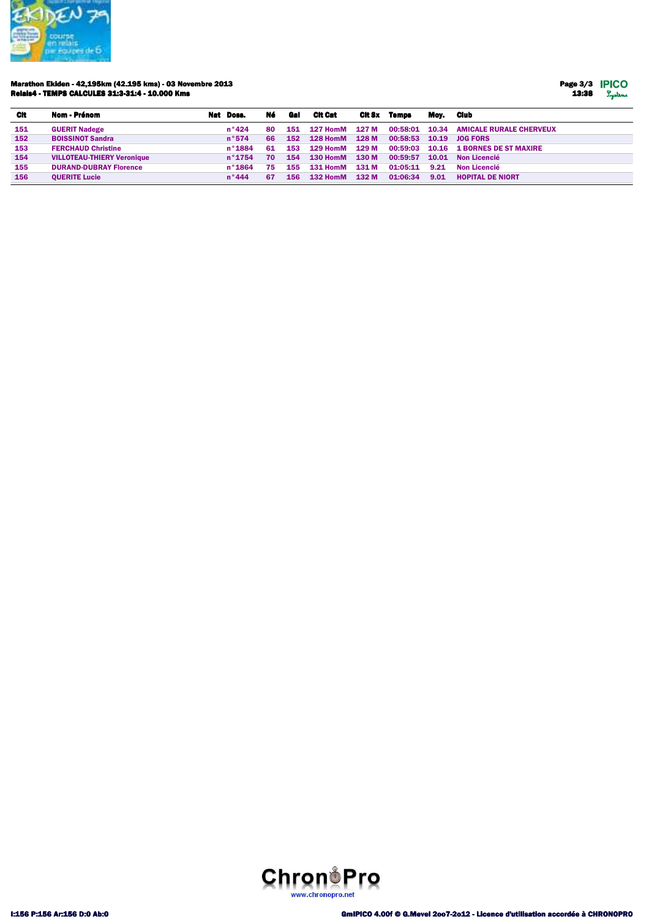**Marathon Ekiden - 42,195km (42.195 kms) - 03 Novembre 2013**
**Relais4 - TEMPS CALCULES 31:3-31:4 - 10.000 Kms**

| Clt | Nom - Prénom | Nat | Doss. | Né | Gal | Clt Cat | Clt Sx | Temps | Moy. | Club |
|---|---|---|---|---|---|---|---|---|---|---|
| 151 | GUERIT Nadege | | n°424 | 80 | 151 | 127 HomM | 127 M | 00:58:01 | 10.34 | AMICALE RURALE CHERVEUX |
| 152 | BOISSINOT Sandra | | n°574 | 66 | 152 | 128 HomM | 128 M | 00:58:53 | 10.19 | JOG FORS |
| 153 | FERCHAUD Christine | | n°1884 | 61 | 153 | 129 HomM | 129 M | 00:59:03 | 10.16 | 1 BORNES DE ST MAXIRE |
| 154 | VILLOTEAU-THIERY Veronique | | n°1754 | 70 | 154 | 130 HomM | 130 M | 00:59:57 | 10.01 | Non Licencié |
| 155 | DURAND-DUBRAY Florence | | n°1864 | 75 | 155 | 131 HomM | 131 M | 01:05:11 | 9.21 | Non Licencié |
| 156 | QUERITE Lucie | | n°444 | 67 | 156 | 132 HomM | 132 M | 01:06:34 | 9.01 | HOPITAL DE NIORT |

I:156 P:156 Ar:156 D:0 Ab:0

GmIPICO 4.00f © G.Mevel 2007-2012 - Licence d'utilisation accordée à CHRONOPRO